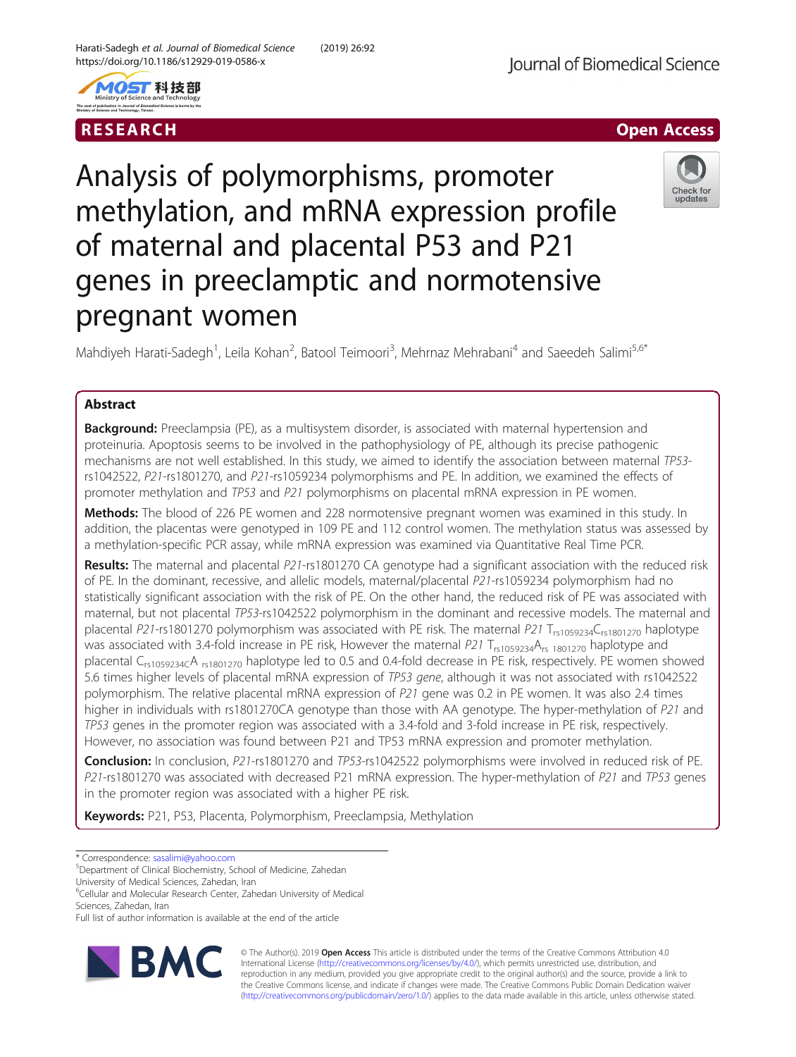RESEARCH

Open Access

# Analysis of polymorphisms, promoter methylation, and mRNA expression profile of maternal and placental P53 and P21 genes in preeclamptic and normotensive pregnant women

Mahdiyeh Harati-Sadegh[1], Leila Kohan[2], Batool Teimoori[3], Mehrnaz Mehrabani[4] and Saeedeh Salimi[5,6*]

## Abstract

**Background:** Preeclampsia (PE), as a multisystem disorder, is associated with maternal hypertension and proteinuria. Apoptosis seems to be involved in the pathophysiology of PE, although its precise pathogenic mechanisms are not well established. In this study, we aimed to identify the association between maternal *TP53*-rs1042522, *P21*-rs1801270, and *P21*-rs1059234 polymorphisms and PE. In addition, we examined the effects of promoter methylation and *TP53* and *P21* polymorphisms on placental mRNA expression in PE women.

**Methods:** The blood of 226 PE women and 228 normotensive pregnant women was examined in this study. In addition, the placentas were genotyped in 109 PE and 112 control women. The methylation status was assessed by a methylation-specific PCR assay, while mRNA expression was examined via Quantitative Real Time PCR.

**Results:** The maternal and placental *P21*-rs1801270 CA genotype had a significant association with the reduced risk of PE. In the dominant, recessive, and allelic models, maternal/placental *P21*-rs1059234 polymorphism had no statistically significant association with the risk of PE. On the other hand, the reduced risk of PE was associated with maternal, but not placental *TP53*-rs1042522 polymorphism in the dominant and recessive models. The maternal and placental *P21*-rs1801270 polymorphism was associated with PE risk. The maternal *P21* $T_{rs1059234}C_{rs1801270}$ haplotype was associated with 3.4-fold increase in PE risk, However the maternal *P21* $T_{rs1059234}A_{rs\ 1801270}$ haplotype and placental $C_{rs1059234C}A_{\ rs1801270}$ haplotype led to 0.5 and 0.4-fold decrease in PE risk, respectively. PE women showed 5.6 times higher levels of placental mRNA expression of *TP53 gene*, although it was not associated with rs1042522 polymorphism. The relative placental mRNA expression of *P21* gene was 0.2 in PE women. It was also 2.4 times higher in individuals with rs1801270CA genotype than those with AA genotype. The hyper-methylation of *P21* and *TP53* genes in the promoter region was associated with a 3.4-fold and 3-fold increase in PE risk, respectively. However, no association was found between P21 and TP53 mRNA expression and promoter methylation.

**Conclusion:** In conclusion, *P21*-rs1801270 and *TP53*-rs1042522 polymorphisms were involved in reduced risk of PE. *P21*-rs1801270 was associated with decreased P21 mRNA expression. The hyper-methylation of *P21* and *TP53* genes in the promoter region was associated with a higher PE risk.

**Keywords:** P21, P53, Placenta, Polymorphism, Preeclampsia, Methylation

---

\* Correspondence: sasalimi@yahoo.com
[5]Department of Clinical Biochemistry, School of Medicine, Zahedan University of Medical Sciences, Zahedan, Iran
[6]Cellular and Molecular Research Center, Zahedan University of Medical Sciences, Zahedan, Iran
Full list of author information is available at the end of the article

© The Author(s). 2019 **Open Access** This article is distributed under the terms of the Creative Commons Attribution 4.0 International License (http://creativecommons.org/licenses/by/4.0/), which permits unrestricted use, distribution, and reproduction in any medium, provided you give appropriate credit to the original author(s) and the source, provide a link to the Creative Commons license, and indicate if changes were made. The Creative Commons Public Domain Dedication waiver (http://creativecommons.org/publicdomain/zero/1.0/) applies to the data made available in this article, unless otherwise stated.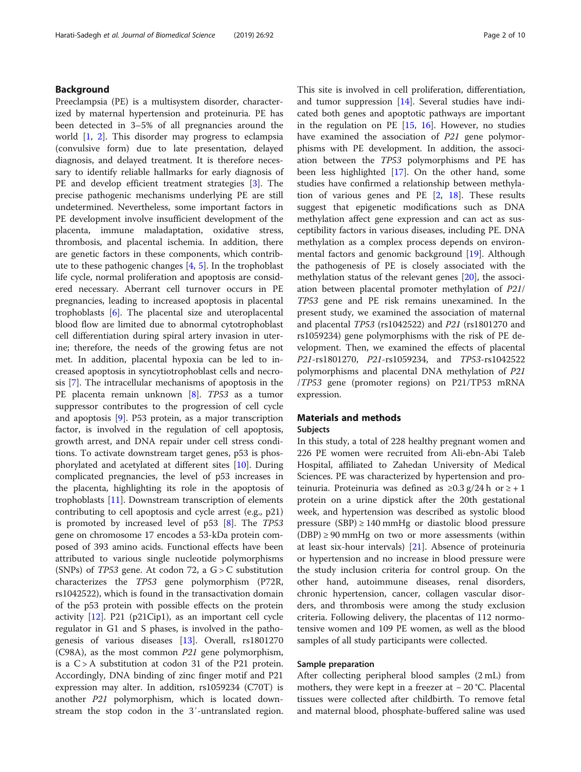## Background

Preeclampsia (PE) is a multisystem disorder, characterized by maternal hypertension and proteinuria. PE has been detected in 3–5% of all pregnancies around the world [1, 2]. This disorder may progress to eclampsia (convulsive form) due to late presentation, delayed diagnosis, and delayed treatment. It is therefore necessary to identify reliable hallmarks for early diagnosis of PE and develop efficient treatment strategies [3]. The precise pathogenic mechanisms underlying PE are still undetermined. Nevertheless, some important factors in PE development involve insufficient development of the placenta, immune maladaptation, oxidative stress, thrombosis, and placental ischemia. In addition, there are genetic factors in these components, which contribute to these pathogenic changes [4, 5]. In the trophoblast life cycle, normal proliferation and apoptosis are considered necessary. Aberrant cell turnover occurs in PE pregnancies, leading to increased apoptosis in placental trophoblasts [6]. The placental size and uteroplacental blood flow are limited due to abnormal cytotrophoblast cell differentiation during spiral artery invasion in uterine; therefore, the needs of the growing fetus are not met. In addition, placental hypoxia can be led to increased apoptosis in syncytiotrophoblast cells and necrosis [7]. The intracellular mechanisms of apoptosis in the PE placenta remain unknown [8]. *TP53* as a tumor suppressor contributes to the progression of cell cycle and apoptosis [9]. P53 protein, as a major transcription factor, is involved in the regulation of cell apoptosis, growth arrest, and DNA repair under cell stress conditions. To activate downstream target genes, p53 is phosphorylated and acetylated at different sites [10]. During complicated pregnancies, the level of p53 increases in the placenta, highlighting its role in the apoptosis of trophoblasts [11]. Downstream transcription of elements contributing to cell apoptosis and cycle arrest (e.g., p21) is promoted by increased level of p53 [8]. The *TP53* gene on chromosome 17 encodes a 53-kDa protein composed of 393 amino acids. Functional effects have been attributed to various single nucleotide polymorphisms (SNPs) of *TP53* gene. At codon 72, a G > C substitution characterizes the *TP53* gene polymorphism (P72R, rs1042522), which is found in the transactivation domain of the p53 protein with possible effects on the protein activity [12]. P21 (p21Cip1), as an important cell cycle regulator in G1 and S phases, is involved in the pathogenesis of various diseases [13]. Overall, rs1801270 (C98A), as the most common *P21* gene polymorphism, is a C > A substitution at codon 31 of the P21 protein. Accordingly, DNA binding of zinc finger motif and P21 expression may alter. In addition, rs1059234 (C70T) is another *P21* polymorphism, which is located downstream the stop codon in the 3′-untranslated region. This site is involved in cell proliferation, differentiation, and tumor suppression [14]. Several studies have indicated both genes and apoptotic pathways are important in the regulation on PE [15, 16]. However, no studies have examined the association of *P21* gene polymorphisms with PE development. In addition, the association between the *TP53* polymorphisms and PE has been less highlighted [17]. On the other hand, some studies have confirmed a relationship between methylation of various genes and PE [2, 18]. These results suggest that epigenetic modifications such as DNA methylation affect gene expression and can act as susceptibility factors in various diseases, including PE. DNA methylation as a complex process depends on environmental factors and genomic background [19]. Although the pathogenesis of PE is closely associated with the methylation status of the relevant genes [20], the association between placental promoter methylation of *P21*/*TP53* gene and PE risk remains unexamined. In the present study, we examined the association of maternal and placental *TP53* (rs1042522) and *P21* (rs1801270 and rs1059234) gene polymorphisms with the risk of PE development. Then, we examined the effects of placental *P21*-rs1801270, *P21*-rs1059234, and *TP53*-rs1042522 polymorphisms and placental DNA methylation of *P21*/*TP53* gene (promoter regions) on P21/TP53 mRNA expression.

## Materials and methods

### Subjects

In this study, a total of 228 healthy pregnant women and 226 PE women were recruited from Ali-ebn-Abi Taleb Hospital, affiliated to Zahedan University of Medical Sciences. PE was characterized by hypertension and proteinuria. Proteinuria was defined as ≥0.3 g/24 h or ≥ + 1 protein on a urine dipstick after the 20th gestational week, and hypertension was described as systolic blood pressure (SBP) ≥ 140 mmHg or diastolic blood pressure (DBP) ≥ 90 mmHg on two or more assessments (within at least six-hour intervals) [21]. Absence of proteinuria or hypertension and no increase in blood pressure were the study inclusion criteria for control group. On the other hand, autoimmune diseases, renal disorders, chronic hypertension, cancer, collagen vascular disorders, and thrombosis were among the study exclusion criteria. Following delivery, the placentas of 112 normotensive women and 109 PE women, as well as the blood samples of all study participants were collected.

### Sample preparation

After collecting peripheral blood samples (2 mL) from mothers, they were kept in a freezer at − 20 °C. Placental tissues were collected after childbirth. To remove fetal and maternal blood, phosphate-buffered saline was used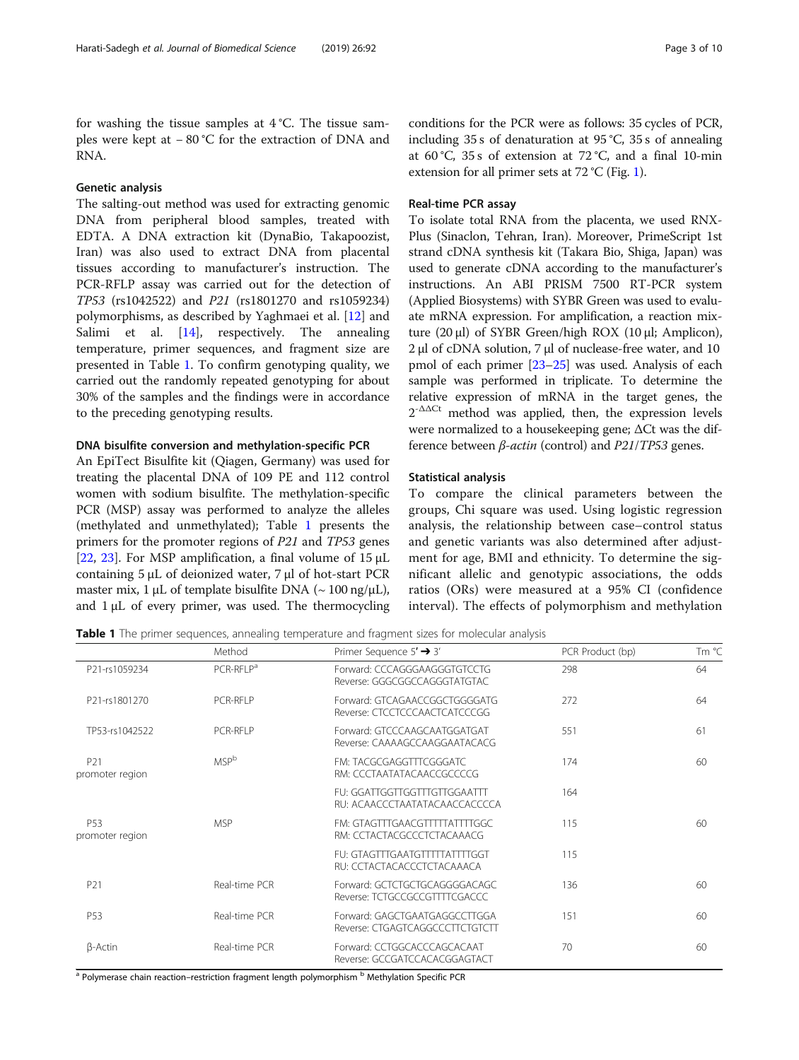for washing the tissue samples at 4 °C. The tissue samples were kept at − 80 °C for the extraction of DNA and RNA.

### Genetic analysis

The salting-out method was used for extracting genomic DNA from peripheral blood samples, treated with EDTA. A DNA extraction kit (DynaBio, Takapoozist, Iran) was also used to extract DNA from placental tissues according to manufacturer's instruction. The PCR-RFLP assay was carried out for the detection of *TP53* (rs1042522) and *P21* (rs1801270 and rs1059234) polymorphisms, as described by Yaghmaei et al. [12] and Salimi et al. [14], respectively. The annealing temperature, primer sequences, and fragment size are presented in Table 1. To confirm genotyping quality, we carried out the randomly repeated genotyping for about 30% of the samples and the findings were in accordance to the preceding genotyping results.

### DNA bisulfite conversion and methylation-specific PCR

An EpiTect Bisulfite kit (Qiagen, Germany) was used for treating the placental DNA of 109 PE and 112 control women with sodium bisulfite. The methylation-specific PCR (MSP) assay was performed to analyze the alleles (methylated and unmethylated); Table 1 presents the primers for the promoter regions of *P21* and *TP53* genes [22, 23]. For MSP amplification, a final volume of 15 μL containing 5 μL of deionized water, 7 μl of hot-start PCR master mix, 1 μL of template bisulfite DNA (~ 100 ng/μL), and 1 μL of every primer, was used. The thermocycling conditions for the PCR were as follows: 35 cycles of PCR, including 35 s of denaturation at 95 °C, 35 s of annealing at 60 °C, 35 s of extension at 72 °C, and a final 10-min extension for all primer sets at 72 °C (Fig. 1).

### Real-time PCR assay

To isolate total RNA from the placenta, we used RNX-Plus (Sinaclon, Tehran, Iran). Moreover, PrimeScript 1st strand cDNA synthesis kit (Takara Bio, Shiga, Japan) was used to generate cDNA according to the manufacturer's instructions. An ABI PRISM 7500 RT-PCR system (Applied Biosystems) with SYBR Green was used to evaluate mRNA expression. For amplification, a reaction mixture (20 μl) of SYBR Green/high ROX (10 μl; Amplicon), 2 μl of cDNA solution, 7 μl of nuclease-free water, and 10 pmol of each primer [23–25] was used. Analysis of each sample was performed in triplicate. To determine the relative expression of mRNA in the target genes, the $2^{-\Delta\Delta Ct}$ method was applied, then, the expression levels were normalized to a housekeeping gene; ΔCt was the difference between *β-actin* (control) and *P21*/*TP53* genes.

### Statistical analysis

To compare the clinical parameters between the groups, Chi square was used. Using logistic regression analysis, the relationship between case–control status and genetic variants was also determined after adjustment for age, BMI and ethnicity. To determine the significant allelic and genotypic associations, the odds ratios (ORs) were measured at a 95% CI (confidence interval). The effects of polymorphism and methylation

**Table 1** The primer sequences, annealing temperature and fragment sizes for molecular analysis

| | Method | Primer Sequence 5′ → 3′ | PCR Product (bp) | Tm °C |
|---|---|---|---|---|
| P21-rs1059234 | PCR-RFLP[a] | Forward: CCCAGGGAAGGGTGTCCTG<br>Reverse: GGGCGGCCAGGGTATGTAC | 298 | 64 |
| P21-rs1801270 | PCR-RFLP | Forward: GTCAGAACCGGCTGGGGATG<br>Reverse: CTCCTCCCAACTCATCCCGG | 272 | 64 |
| TP53-rs1042522 | PCR-RFLP | Forward: GTCCCAAGCAATGGATGAT<br>Reverse: CAAAAGCCAAGGAATACACG | 551 | 61 |
| P21 promoter region | MSP[b] | FM: TACGCGAGGTTTCGGGATC<br>RM: CCCTAATATACAACCGCCCCG | 174 | 60 |
| | | FU: GGATTGGTTGGTTTGTTGGAATTT<br>RU: ACAACCCTAATATACAACCACCCCA | 164 | |
| P53 promoter region | MSP | FM: GTAGTTTGAACGTTTTTATTTTGGC<br>RM: CCTACTACGCCCTCTACAAACG | 115 | 60 |
| | | FU: GTAGTTTGAATGTTTTTATTTTGGT<br>RU: CCTACTACACCCTCTACAAACA | 115 | |
| P21 | Real-time PCR | Forward: GCTCTGCTGCAGGGGACAGC<br>Reverse: TCTGCCGCCGTTTTCGACCC | 136 | 60 |
| P53 | Real-time PCR | Forward: GAGCTGAATGAGGCCTTGGA<br>Reverse: CTGAGTCAGGCCCTTCTGTCTT | 151 | 60 |
| β-Actin | Real-time PCR | Forward: CCTGGCACCCAGCACAAT<br>Reverse: GCCGATCCACACGGAGTACT | 70 | 60 |

[a] Polymerase chain reaction–restriction fragment length polymorphism [b] Methylation Specific PCR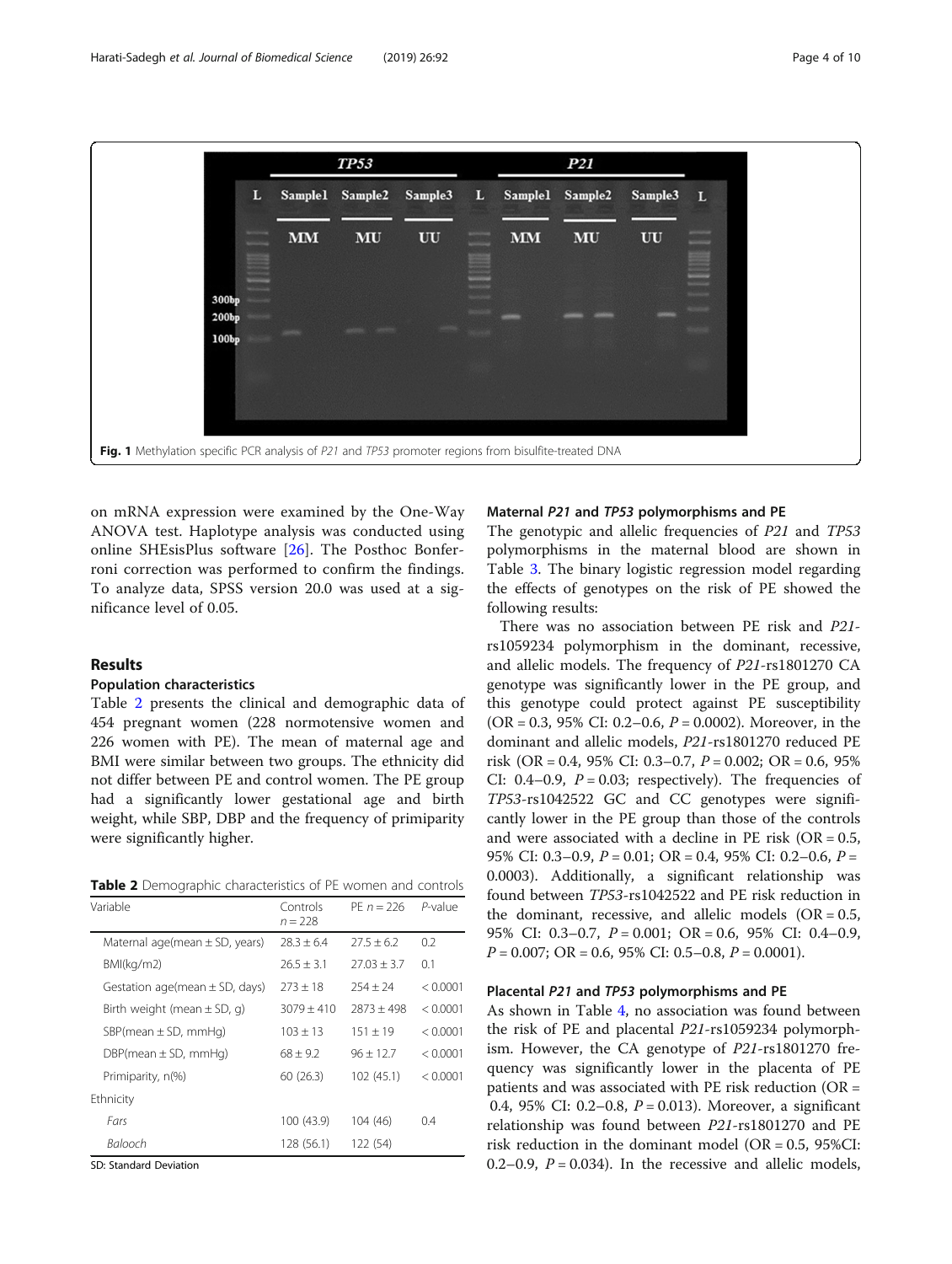Fig. 1 Methylation specific PCR analysis of *P21* and *TP53* promoter regions from bisulfite-treated DNA

on mRNA expression were examined by the One-Way ANOVA test. Haplotype analysis was conducted using online SHEsisPlus software [26]. The Posthoc Bonferroni correction was performed to confirm the findings. To analyze data, SPSS version 20.0 was used at a significance level of 0.05.

## Results

### Population characteristics

Table 2 presents the clinical and demographic data of 454 pregnant women (228 normotensive women and 226 women with PE). The mean of maternal age and BMI were similar between two groups. The ethnicity did not differ between PE and control women. The PE group had a significantly lower gestational age and birth weight, while SBP, DBP and the frequency of primiparity were significantly higher.

**Table 2** Demographic characteristics of PE women and controls

| Variable | Controls $n = 228$ | PE $n = 226$ | *P*-value |
|---|---|---|---|
| Maternal age(mean ± SD, years) | 28.3 ± 6.4 | 27.5 ± 6.2 | 0.2 |
| BMI(kg/m2) | 26.5 ± 3.1 | 27.03 ± 3.7 | 0.1 |
| Gestation age(mean ± SD, days) | 273 ± 18 | 254 ± 24 | < 0.0001 |
| Birth weight (mean ± SD, g) | 3079 ± 410 | 2873 ± 498 | < 0.0001 |
| SBP(mean ± SD, mmHg) | 103 ± 13 | 151 ± 19 | < 0.0001 |
| DBP(mean ± SD, mmHg) | 68 ± 9.2 | 96 ± 12.7 | < 0.0001 |
| Primiparity, n(%) | 60 (26.3) | 102 (45.1) | < 0.0001 |
| Ethnicity | | | |
| *Fars* | 100 (43.9) | 104 (46) | 0.4 |
| *Balooch* | 128 (56.1) | 122 (54) | |

SD: Standard Deviation

### Maternal *P21* and *TP53* polymorphisms and PE

The genotypic and allelic frequencies of *P21* and *TP53* polymorphisms in the maternal blood are shown in Table 3. The binary logistic regression model regarding the effects of genotypes on the risk of PE showed the following results:

There was no association between PE risk and *P21*-rs1059234 polymorphism in the dominant, recessive, and allelic models. The frequency of *P21*-rs1801270 CA genotype was significantly lower in the PE group, and this genotype could protect against PE susceptibility (OR = 0.3, 95% CI: 0.2–0.6, $P = 0.0002$). Moreover, in the dominant and allelic models, *P21*-rs1801270 reduced PE risk (OR = 0.4, 95% CI: 0.3–0.7, $P = 0.002$; OR = 0.6, 95% CI: 0.4–0.9, $P = 0.03$; respectively). The frequencies of *TP53*-rs1042522 GC and CC genotypes were significantly lower in the PE group than those of the controls and were associated with a decline in PE risk (OR = 0.5, 95% CI: 0.3–0.9, $P = 0.01$; OR = 0.4, 95% CI: 0.2–0.6, $P = 0.0003$). Additionally, a significant relationship was found between *TP53*-rs1042522 and PE risk reduction in the dominant, recessive, and allelic models (OR = 0.5, 95% CI: 0.3–0.7, $P = 0.001$; OR = 0.6, 95% CI: 0.4–0.9, $P = 0.007$; OR = 0.6, 95% CI: 0.5–0.8, $P = 0.0001$).

### Placental *P21* and *TP53* polymorphisms and PE

As shown in Table 4, no association was found between the risk of PE and placental *P21*-rs1059234 polymorphism. However, the CA genotype of *P21*-rs1801270 frequency was significantly lower in the placenta of PE patients and was associated with PE risk reduction (OR = 0.4, 95% CI: 0.2–0.8, $P = 0.013$). Moreover, a significant relationship was found between *P21*-rs1801270 and PE risk reduction in the dominant model (OR = 0.5, 95%CI: 0.2–0.9, $P = 0.034$). In the recessive and allelic models,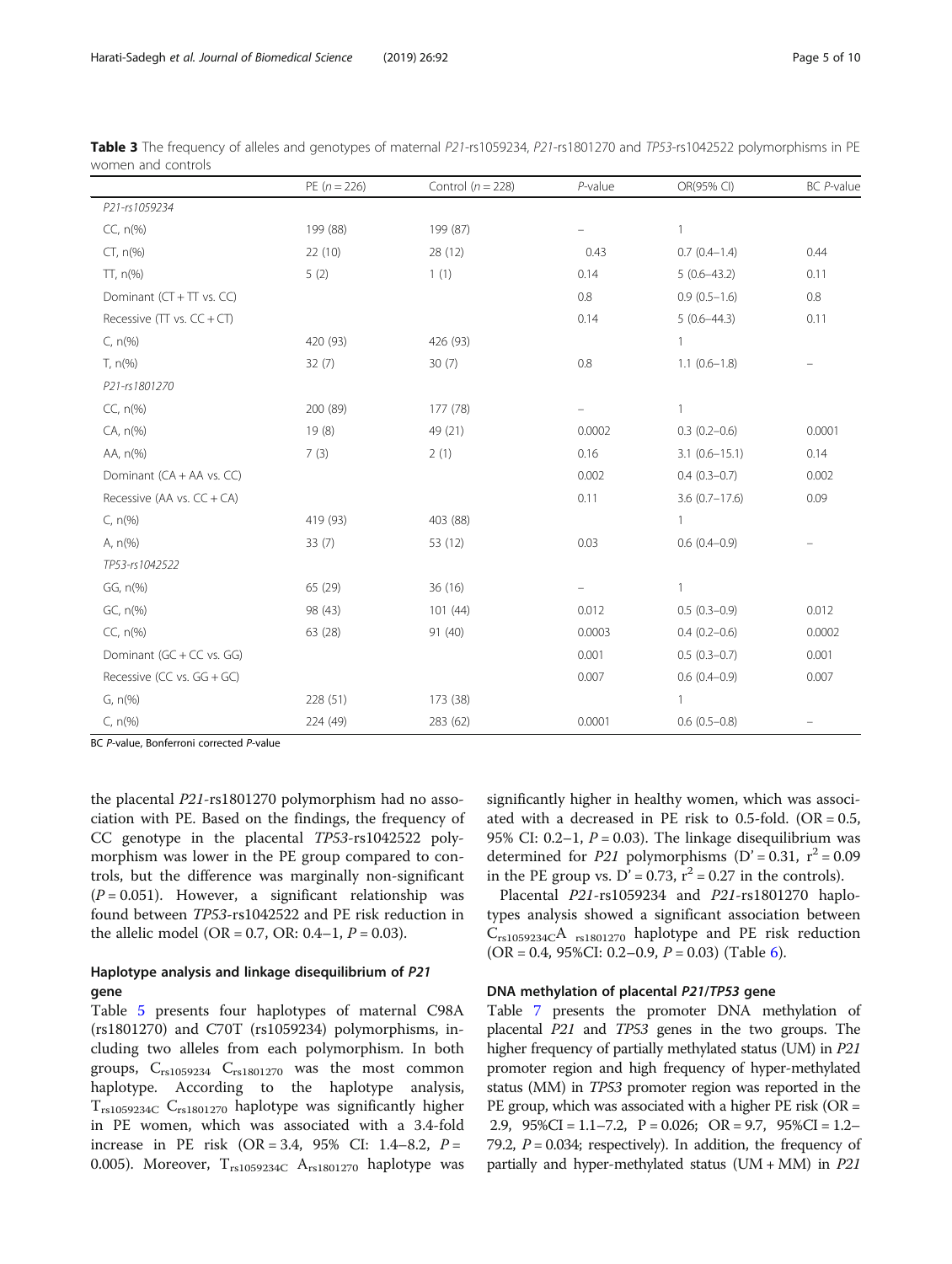**Table 3** The frequency of alleles and genotypes of maternal *P21*-rs1059234, *P21*-rs1801270 and *TP53*-rs1042522 polymorphisms in PE women and controls

| | PE (*n* = 226) | Control (*n* = 228) | *P*-value | OR(95% CI) | BC *P*-value |
|---|---|---|---|---|---|
| *P21-rs1059234* | | | | | |
| CC, n(%) | 199 (88) | 199 (87) | – | 1 | |
| CT, n(%) | 22 (10) | 28 (12) | 0.43 | 0.7 (0.4–1.4) | 0.44 |
| TT, n(%) | 5 (2) | 1 (1) | 0.14 | 5 (0.6–43.2) | 0.11 |
| Dominant (CT + TT vs. CC) | | | 0.8 | 0.9 (0.5–1.6) | 0.8 |
| Recessive (TT vs. CC + CT) | | | 0.14 | 5 (0.6–44.3) | 0.11 |
| C, n(%) | 420 (93) | 426 (93) | | 1 | |
| T, n(%) | 32 (7) | 30 (7) | 0.8 | 1.1 (0.6–1.8) | – |
| *P21-rs1801270* | | | | | |
| CC, n(%) | 200 (89) | 177 (78) | – | 1 | |
| CA, n(%) | 19 (8) | 49 (21) | 0.0002 | 0.3 (0.2–0.6) | 0.0001 |
| AA, n(%) | 7 (3) | 2 (1) | 0.16 | 3.1 (0.6–15.1) | 0.14 |
| Dominant (CA + AA vs. CC) | | | 0.002 | 0.4 (0.3–0.7) | 0.002 |
| Recessive (AA vs. CC + CA) | | | 0.11 | 3.6 (0.7–17.6) | 0.09 |
| C, n(%) | 419 (93) | 403 (88) | | 1 | |
| A, n(%) | 33 (7) | 53 (12) | 0.03 | 0.6 (0.4–0.9) | – |
| *TP53-rs1042522* | | | | | |
| GG, n(%) | 65 (29) | 36 (16) | – | 1 | |
| GC, n(%) | 98 (43) | 101 (44) | 0.012 | 0.5 (0.3–0.9) | 0.012 |
| CC, n(%) | 63 (28) | 91 (40) | 0.0003 | 0.4 (0.2–0.6) | 0.0002 |
| Dominant (GC + CC vs. GG) | | | 0.001 | 0.5 (0.3–0.7) | 0.001 |
| Recessive (CC vs. GG + GC) | | | 0.007 | 0.6 (0.4–0.9) | 0.007 |
| G, n(%) | 228 (51) | 173 (38) | | 1 | |
| C, n(%) | 224 (49) | 283 (62) | 0.0001 | 0.6 (0.5–0.8) | – |

BC *P*-value, Bonferroni corrected *P*-value

the placental *P21*-rs1801270 polymorphism had no association with PE. Based on the findings, the frequency of CC genotype in the placental *TP53*-rs1042522 polymorphism was lower in the PE group compared to controls, but the difference was marginally non-significant ($P = 0.051$). However, a significant relationship was found between *TP53*-rs1042522 and PE risk reduction in the allelic model (OR = 0.7, OR: 0.4–1, $P = 0.03$).

### Haplotype analysis and linkage disequilibrium of *P21* gene

Table 5 presents four haplotypes of maternal C98A (rs1801270) and C70T (rs1059234) polymorphisms, including two alleles from each polymorphism. In both groups, $C_{rs1059234}$ $C_{rs1801270}$ was the most common haplotype. According to the haplotype analysis, $T_{rs1059234C}$ $C_{rs1801270}$ haplotype was significantly higher in PE women, which was associated with a 3.4-fold increase in PE risk (OR = 3.4, 95% CI: 1.4–8.2, $P = 0.005$). Moreover, $T_{rs1059234C}$ $A_{rs1801270}$ haplotype was significantly higher in healthy women, which was associated with a decreased in PE risk to 0.5-fold. (OR = 0.5, 95% CI: 0.2–1, $P = 0.03$). The linkage disequilibrium was determined for *P21* polymorphisms ($D' = 0.31$, $r^2 = 0.09$ in the PE group vs. $D' = 0.73$, $r^2 = 0.27$ in the controls).

Placental *P21*-rs1059234 and *P21*-rs1801270 haplotypes analysis showed a significant association between $C_{rs1059234C}A_{\ rs1801270}$ haplotype and PE risk reduction (OR = 0.4, 95%CI: 0.2–0.9, $P = 0.03$) (Table 6).

### DNA methylation of placental *P21/TP53* gene

Table 7 presents the promoter DNA methylation of placental *P21* and *TP53* genes in the two groups. The higher frequency of partially methylated status (UM) in *P21* promoter region and high frequency of hyper-methylated status (MM) in *TP53* promoter region was reported in the PE group, which was associated with a higher PE risk (OR = 2.9, 95%CI = 1.1–7.2, P = 0.026; OR = 9.7, 95%CI = 1.2–79.2, $P = 0.034$; respectively). In addition, the frequency of partially and hyper-methylated status (UM + MM) in *P21*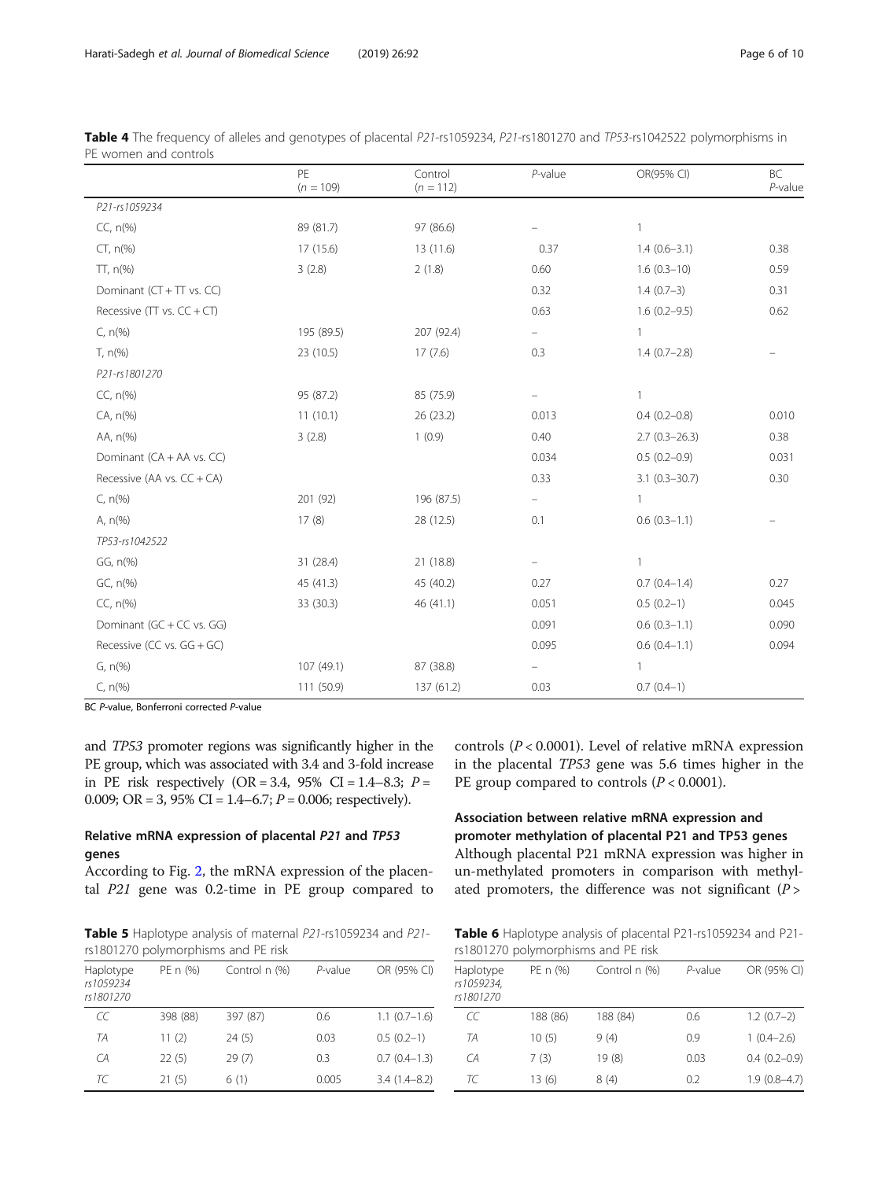**Table 4** The frequency of alleles and genotypes of placental *P21*-rs1059234, *P21*-rs1801270 and *TP53*-rs1042522 polymorphisms in PE women and controls

| | PE ($n = 109$) | Control ($n = 112$) | *P*-value | OR(95% CI) | BC *P*-value |
|---|---|---|---|---|---|
| *P21-rs1059234* | | | | | |
| CC, n(%) | 89 (81.7) | 97 (86.6) | – | 1 | |
| CT, n(%) | 17 (15.6) | 13 (11.6) | 0.37 | 1.4 (0.6–3.1) | 0.38 |
| TT, n(%) | 3 (2.8) | 2 (1.8) | 0.60 | 1.6 (0.3–10) | 0.59 |
| Dominant (CT + TT vs. CC) | | | 0.32 | 1.4 (0.7–3) | 0.31 |
| Recessive (TT vs. CC + CT) | | | 0.63 | 1.6 (0.2–9.5) | 0.62 |
| C, n(%) | 195 (89.5) | 207 (92.4) | – | 1 | |
| T, n(%) | 23 (10.5) | 17 (7.6) | 0.3 | 1.4 (0.7–2.8) | – |
| *P21-rs1801270* | | | | | |
| CC, n(%) | 95 (87.2) | 85 (75.9) | – | 1 | |
| CA, n(%) | 11 (10.1) | 26 (23.2) | 0.013 | 0.4 (0.2–0.8) | 0.010 |
| AA, n(%) | 3 (2.8) | 1 (0.9) | 0.40 | 2.7 (0.3–26.3) | 0.38 |
| Dominant (CA + AA vs. CC) | | | 0.034 | 0.5 (0.2–0.9) | 0.031 |
| Recessive (AA vs. CC + CA) | | | 0.33 | 3.1 (0.3–30.7) | 0.30 |
| C, n(%) | 201 (92) | 196 (87.5) | – | 1 | |
| A, n(%) | 17 (8) | 28 (12.5) | 0.1 | 0.6 (0.3–1.1) | – |
| *TP53-rs1042522* | | | | | |
| GG, n(%) | 31 (28.4) | 21 (18.8) | – | 1 | |
| GC, n(%) | 45 (41.3) | 45 (40.2) | 0.27 | 0.7 (0.4–1.4) | 0.27 |
| CC, n(%) | 33 (30.3) | 46 (41.1) | 0.051 | 0.5 (0.2–1) | 0.045 |
| Dominant (GC + CC vs. GG) | | | 0.091 | 0.6 (0.3–1.1) | 0.090 |
| Recessive (CC vs. GG + GC) | | | 0.095 | 0.6 (0.4–1.1) | 0.094 |
| G, n(%) | 107 (49.1) | 87 (38.8) | – | 1 | |
| C, n(%) | 111 (50.9) | 137 (61.2) | 0.03 | 0.7 (0.4–1) | |

BC *P*-value, Bonferroni corrected *P*-value

and *TP53* promoter regions was significantly higher in the PE group, which was associated with 3.4 and 3-fold increase in PE risk respectively (OR = 3.4, 95% CI = 1.4–8.3; $P = 0.009$; OR = 3, 95% CI = 1.4–6.7; $P = 0.006$; respectively).

## Relative mRNA expression of placental *P21* and *TP53* genes

According to Fig. 2, the mRNA expression of the placental *P21* gene was 0.2-time in PE group compared to controls ($P < 0.0001$). Level of relative mRNA expression in the placental *TP53* gene was 5.6 times higher in the PE group compared to controls ($P < 0.0001$).

## Association between relative mRNA expression and promoter methylation of placental P21 and TP53 genes

Although placental P21 mRNA expression was higher in un-methylated promoters in comparison with methylated promoters, the difference was not significant ($P >$

**Table 5** Haplotype analysis of maternal *P21*-rs1059234 and *P21*-rs1801270 polymorphisms and PE risk

| Haplotype *rs1059234 rs1801270* | PE n (%) | Control n (%) | *P*-value | OR (95% CI) |
|---|---|---|---|---|
| *CC* | 398 (88) | 397 (87) | 0.6 | 1.1 (0.7–1.6) |
| *TA* | 11 (2) | 24 (5) | 0.03 | 0.5 (0.2–1) |
| *CA* | 22 (5) | 29 (7) | 0.3 | 0.7 (0.4–1.3) |
| *TC* | 21 (5) | 6 (1) | 0.005 | 3.4 (1.4–8.2) |

**Table 6** Haplotype analysis of placental P21-rs1059234 and P21-rs1801270 polymorphisms and PE risk

| Haplotype *rs1059234, rs1801270* | PE n (%) | Control n (%) | *P*-value | OR (95% CI) |
|---|---|---|---|---|
| *CC* | 188 (86) | 188 (84) | 0.6 | 1.2 (0.7–2) |
| *TA* | 10 (5) | 9 (4) | 0.9 | 1 (0.4–2.6) |
| *CA* | 7 (3) | 19 (8) | 0.03 | 0.4 (0.2–0.9) |
| *TC* | 13 (6) | 8 (4) | 0.2 | 1.9 (0.8–4.7) |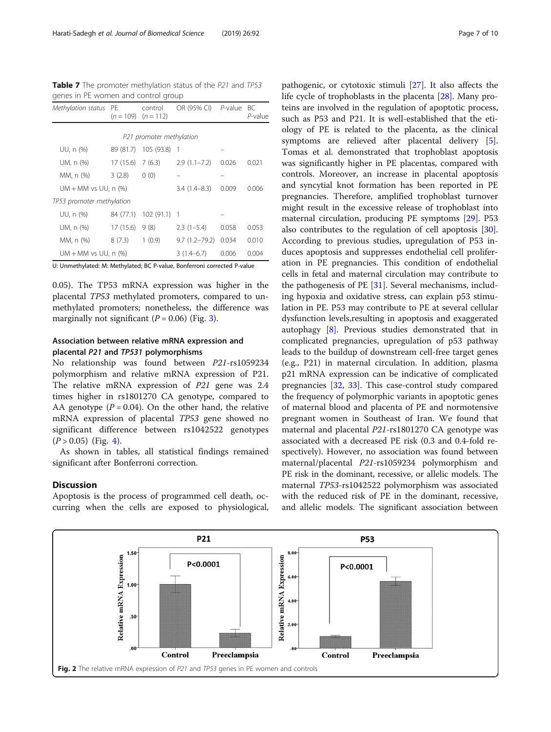**Table 7** The promoter methylation status of the *P21* and *TP53* genes in PE women and control group

| Methylation status | PE (n = 109) | control (n = 112) | OR (95% CI) | P-value | BC P-value |
|---|---|---|---|---|---|
| *P21 promoter methylation* | | | | | |
| UU, n (%) | 89 (81.7) | 105 (93.8) | 1 | – | |
| UM, n (%) | 17 (15.6) | 7 (6.3) | 2.9 (1.1–7.2) | 0.026 | 0.021 |
| MM, n (%) | 3 (2.8) | 0 (0) | – | – | |
| UM + MM vs UU, n (%) | | | 3.4 (1.4–8.3) | 0.009 | 0.006 |
| *TP53 promoter methylation* | | | | | |
| UU, n (%) | 84 (77.1) | 102 (91.1) | 1 | – | |
| UM, n (%) | 17 (15.6) | 9 (8) | 2.3 (1–5.4) | 0.058 | 0.053 |
| MM, n (%) | 8 (7.3) | 1 (0.9) | 9.7 (1.2–79.2) | 0.034 | 0.010 |
| UM + MM vs UU, n (%) | | | 3 (1.4–6.7) | 0.006 | 0.004 |

U: Unmethylated: M: Methylated; BC P-value, Bonferroni corrected P-value

0.05). The TP53 mRNA expression was higher in the placental *TP53* methylated promoters, compared to unmethylated promoters; nonetheless, the difference was marginally not significant ($P = 0.06$) (Fig. 3).

### Association between relative mRNA expression and placental *P21* and *TP531* polymorphisms

No relationship was found between *P21*-rs1059234 polymorphism and relative mRNA expression of P21. The relative mRNA expression of *P21* gene was 2.4 times higher in rs1801270 CA genotype, compared to AA genotype ($P = 0.04$). On the other hand, the relative mRNA expression of placental *TP53* gene showed no significant difference between rs1042522 genotypes ($P > 0.05$) (Fig. 4).

As shown in tables, all statistical findings remained significant after Bonferroni correction.

## Discussion

Apoptosis is the process of programmed cell death, occurring when the cells are exposed to physiological, pathogenic, or cytotoxic stimuli [27]. It also affects the life cycle of trophoblasts in the placenta [28]. Many proteins are involved in the regulation of apoptotic process, such as P53 and P21. It is well-established that the etiology of PE is related to the placenta, as the clinical symptoms are relieved after placental delivery [5]. Tomas et al. demonstrated that trophoblast apoptosis was significantly higher in PE placentas, compared with controls. Moreover, an increase in placental apoptosis and syncytial knot formation has been reported in PE pregnancies. Therefore, amplified trophoblast turnover might result in the excessive release of trophoblast into maternal circulation, producing PE symptoms [29]. P53 also contributes to the regulation of cell apoptosis [30]. According to previous studies, upregulation of P53 induces apoptosis and suppresses endothelial cell proliferation in PE pregnancies. This condition of endothelial cells in fetal and maternal circulation may contribute to the pathogenesis of PE [31]. Several mechanisms, including hypoxia and oxidative stress, can explain p53 stimulation in PE. P53 may contribute to PE at several cellular dysfunction levels,resulting in apoptosis and exaggerated autophagy [8]. Previous studies demonstrated that in complicated pregnancies, upregulation of p53 pathway leads to the buildup of downstream cell-free target genes (e.g., P21) in maternal circulation. In addition, plasma p21 mRNA expression can be indicative of complicated pregnancies [32, 33]. This case-control study compared the frequency of polymorphic variants in apoptotic genes of maternal blood and placenta of PE and normotensive pregnant women in Southeast of Iran. We found that maternal and placental *P21*-rs1801270 CA genotype was associated with a decreased PE risk (0.3 and 0.4-fold respectively). However, no association was found between maternal/placental *P21*-rs1059234 polymorphism and PE risk in the dominant, recessive, or allelic models. The maternal *TP53*-rs1042522 polymorphism was associated with the reduced risk of PE in the dominant, recessive, and allelic models. The significant association between

**Fig. 2** The relative mRNA expression of *P21* and *TP53* genes in PE women and controls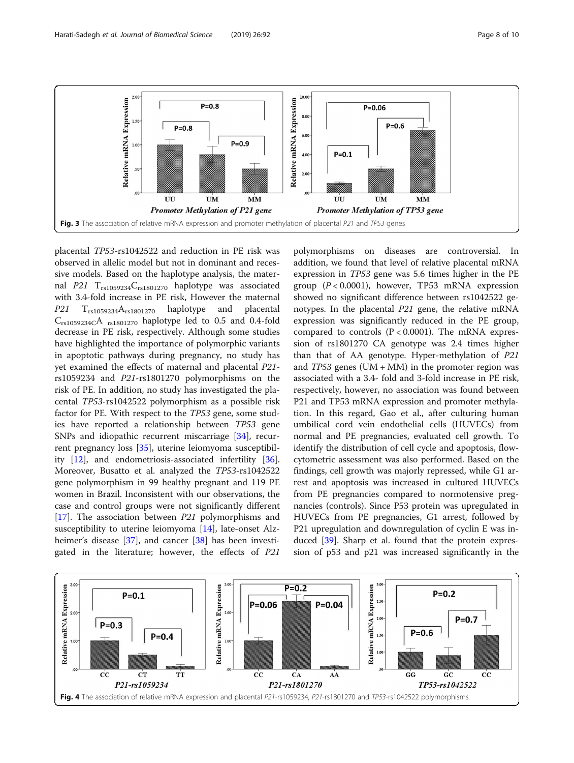**Fig. 3** The association of relative mRNA expression and promoter methylation of placental *P21* and *TP53* genes

placental *TP53*-rs1042522 and reduction in PE risk was observed in allelic model but not in dominant and recessive models. Based on the haplotype analysis, the maternal *P21* $T_{rs1059234}C_{rs1801270}$ haplotype was associated with 3.4-fold increase in PE risk, However the maternal *P21* $T_{rs1059234}A_{rs1801270}$ haplotype and placental $C_{rs1059234}CA_{rs1801270}$ haplotype led to 0.5 and 0.4-fold decrease in PE risk, respectively. Although some studies have highlighted the importance of polymorphic variants in apoptotic pathways during pregnancy, no study has yet examined the effects of maternal and placental *P21*-rs1059234 and *P21*-rs1801270 polymorphisms on the risk of PE. In addition, no study has investigated the placental *TP53*-rs1042522 polymorphism as a possible risk factor for PE. With respect to the *TP53* gene, some studies have reported a relationship between *TP53* gene SNPs and idiopathic recurrent miscarriage [34], recurrent pregnancy loss [35], uterine leiomyoma susceptibility [12], and endometriosis-associated infertility [36]. Moreover, Busatto et al. analyzed the *TP53*-rs1042522 gene polymorphism in 99 healthy pregnant and 119 PE women in Brazil. Inconsistent with our observations, the case and control groups were not significantly different [17]. The association between *P21* polymorphisms and susceptibility to uterine leiomyoma [14], late-onset Alzheimer's disease [37], and cancer [38] has been investigated in the literature; however, the effects of *P21* polymorphisms on diseases are controversial. In addition, we found that level of relative placental mRNA expression in *TP53* gene was 5.6 times higher in the PE group ($P < 0.0001$), however, TP53 mRNA expression showed no significant difference between rs1042522 genotypes. In the placental *P21* gene, the relative mRNA expression was significantly reduced in the PE group, compared to controls ($P < 0.0001$). The mRNA expression of rs1801270 CA genotype was 2.4 times higher than that of AA genotype. Hyper-methylation of *P21* and *TP53* genes (UM + MM) in the promoter region was associated with a 3.4- fold and 3-fold increase in PE risk, respectively, however, no association was found between P21 and TP53 mRNA expression and promoter methylation. In this regard, Gao et al., after culturing human umbilical cord vein endothelial cells (HUVECs) from normal and PE pregnancies, evaluated cell growth. To identify the distribution of cell cycle and apoptosis, flow-cytometric assessment was also performed. Based on the findings, cell growth was majorly repressed, while G1 arrest and apoptosis was increased in cultured HUVECs from PE pregnancies compared to normotensive pregnancies (controls). Since P53 protein was upregulated in HUVECs from PE pregnancies, G1 arrest, followed by P21 upregulation and downregulation of cyclin E was induced [39]. Sharp et al. found that the protein expression of p53 and p21 was increased significantly in the

**Fig. 4** The association of relative mRNA expression and placental *P21*-rs1059234, *P21*-rs1801270 and *TP53*-rs1042522 polymorphisms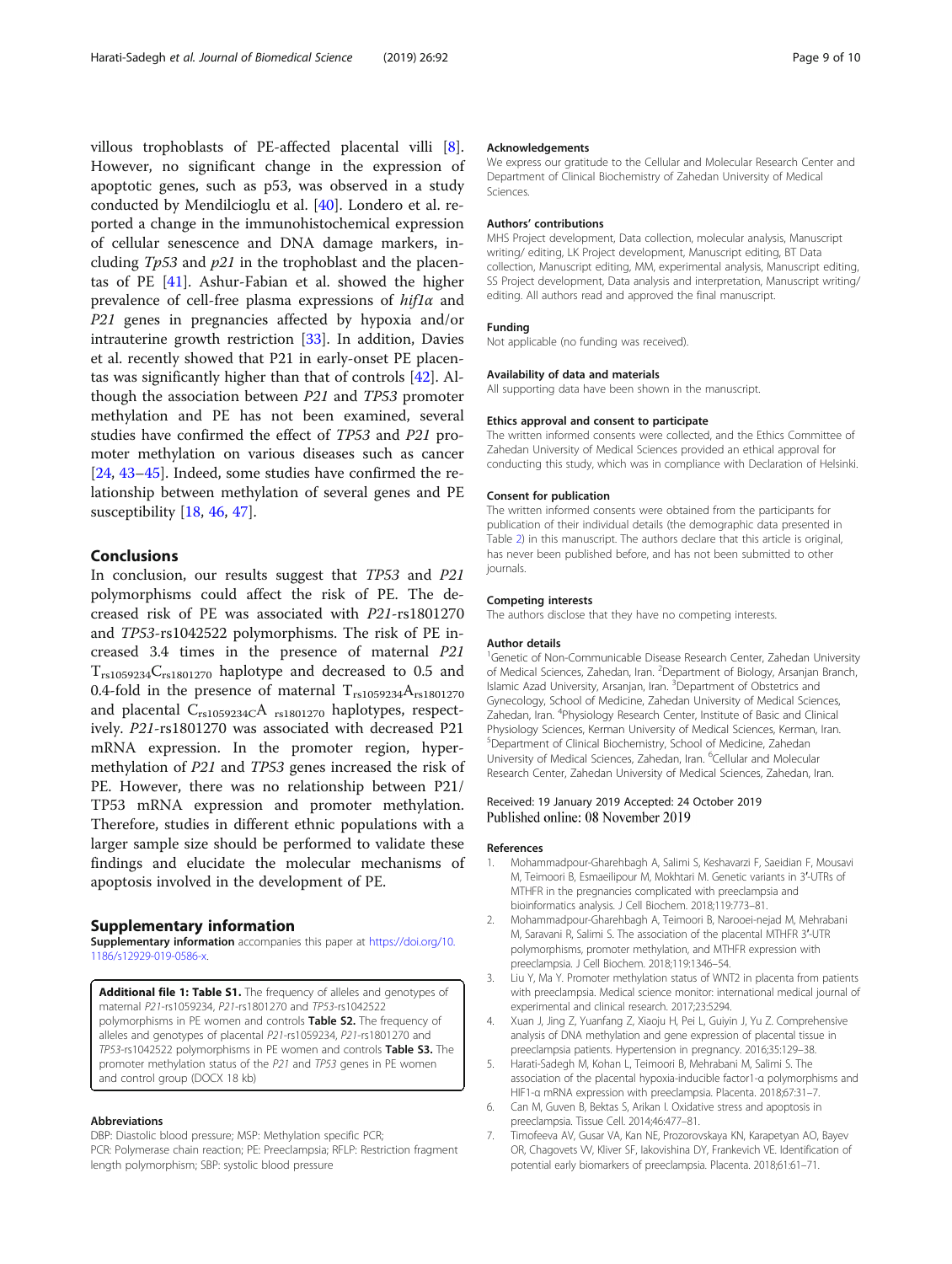villous trophoblasts of PE-affected placental villi [8]. However, no significant change in the expression of apoptotic genes, such as p53, was observed in a study conducted by Mendilcioglu et al. [40]. Londero et al. reported a change in the immunohistochemical expression of cellular senescence and DNA damage markers, including *Tp53* and *p21* in the trophoblast and the placentas of PE [41]. Ashur-Fabian et al. showed the higher prevalence of cell-free plasma expressions of *hif1α* and *P21* genes in pregnancies affected by hypoxia and/or intrauterine growth restriction [33]. In addition, Davies et al. recently showed that P21 in early-onset PE placentas was significantly higher than that of controls [42]. Although the association between *P21* and *TP53* promoter methylation and PE has not been examined, several studies have confirmed the effect of *TP53* and *P21* promoter methylation on various diseases such as cancer [24, 43–45]. Indeed, some studies have confirmed the relationship between methylation of several genes and PE susceptibility [18, 46, 47].

## Conclusions

In conclusion, our results suggest that *TP53* and *P21* polymorphisms could affect the risk of PE. The decreased risk of PE was associated with *P21*-rs1801270 and *TP53*-rs1042522 polymorphisms. The risk of PE increased 3.4 times in the presence of maternal *P21* $T_{rs1059234}C_{rs1801270}$ haplotype and decreased to 0.5 and 0.4-fold in the presence of maternal $T_{rs1059234}A_{rs1801270}$ and placental $C_{rs1059234}C\,A_{rs1801270}$ haplotypes, respectively. *P21*-rs1801270 was associated with decreased P21 mRNA expression. In the promoter region, hypermethylation of *P21* and *TP53* genes increased the risk of PE. However, there was no relationship between P21/ TP53 mRNA expression and promoter methylation. Therefore, studies in different ethnic populations with a larger sample size should be performed to validate these findings and elucidate the molecular mechanisms of apoptosis involved in the development of PE.

## Supplementary information

**Supplementary information** accompanies this paper at https://doi.org/10.1186/s12929-019-0586-x.

**Additional file 1: Table S1.** The frequency of alleles and genotypes of maternal *P21*-rs1059234, *P21*-rs1801270 and *TP53*-rs1042522 polymorphisms in PE women and controls **Table S2.** The frequency of alleles and genotypes of placental *P21*-rs1059234, *P21*-rs1801270 and *TP53*-rs1042522 polymorphisms in PE women and controls **Table S3.** The promoter methylation status of the *P21* and *TP53* genes in PE women and control group (DOCX 18 kb)

#### Abbreviations

DBP: Diastolic blood pressure; MSP: Methylation specific PCR; PCR: Polymerase chain reaction; PE: Preeclampsia; RFLP: Restriction fragment length polymorphism; SBP: systolic blood pressure

#### Acknowledgements

We express our gratitude to the Cellular and Molecular Research Center and Department of Clinical Biochemistry of Zahedan University of Medical Sciences.

#### Authors' contributions

MHS Project development, Data collection, molecular analysis, Manuscript writing/ editing, LK Project development, Manuscript editing, BT Data collection, Manuscript editing, MM, experimental analysis, Manuscript editing, SS Project development, Data analysis and interpretation, Manuscript writing/ editing. All authors read and approved the final manuscript.

#### Funding

Not applicable (no funding was received).

#### Availability of data and materials

All supporting data have been shown in the manuscript.

#### Ethics approval and consent to participate

The written informed consents were collected, and the Ethics Committee of Zahedan University of Medical Sciences provided an ethical approval for conducting this study, which was in compliance with Declaration of Helsinki.

#### Consent for publication

The written informed consents were obtained from the participants for publication of their individual details (the demographic data presented in Table 2) in this manuscript. The authors declare that this article is original, has never been published before, and has not been submitted to other journals.

#### Competing interests

The authors disclose that they have no competing interests.

#### Author details

[1]Genetic of Non-Communicable Disease Research Center, Zahedan University of Medical Sciences, Zahedan, Iran. [2]Department of Biology, Arsanjan Branch, Islamic Azad University, Arsanjan, Iran. [3]Department of Obstetrics and Gynecology, School of Medicine, Zahedan University of Medical Sciences, Zahedan, Iran. [4]Physiology Research Center, Institute of Basic and Clinical Physiology Sciences, Kerman University of Medical Sciences, Kerman, Iran. [5]Department of Clinical Biochemistry, School of Medicine, Zahedan University of Medical Sciences, Zahedan, Iran. [6]Cellular and Molecular Research Center, Zahedan University of Medical Sciences, Zahedan, Iran.

Received: 19 January 2019 Accepted: 24 October 2019
Published online: 08 November 2019

#### References

1. Mohammadpour-Gharehbagh A, Salimi S, Keshavarzi F, Saeidian F, Mousavi M, Teimoori B, Esmaeilipour M, Mokhtari M. Genetic variants in 3′-UTRs of MTHFR in the pregnancies complicated with preeclampsia and bioinformatics analysis. J Cell Biochem. 2018;119:773–81.
2. Mohammadpour-Gharehbagh A, Teimoori B, Narooei-nejad M, Mehrabani M, Saravani R, Salimi S. The association of the placental MTHFR 3′-UTR polymorphisms, promoter methylation, and MTHFR expression with preeclampsia. J Cell Biochem. 2018;119:1346–54.
3. Liu Y, Ma Y. Promoter methylation status of WNT2 in placenta from patients with preeclampsia. Medical science monitor: international medical journal of experimental and clinical research. 2017;23:5294.
4. Xuan J, Jing Z, Yuanfang Z, Xiaoju H, Pei L, Guiyin J, Yu Z. Comprehensive analysis of DNA methylation and gene expression of placental tissue in preeclampsia patients. Hypertension in pregnancy. 2016;35:129–38.
5. Harati-Sadegh M, Kohan L, Teimoori B, Mehrabani M, Salimi S. The association of the placental hypoxia-inducible factor1-α polymorphisms and HIF1-α mRNA expression with preeclampsia. Placenta. 2018;67:31–7.
6. Can M, Guven B, Bektas S, Arikan I. Oxidative stress and apoptosis in preeclampsia. Tissue Cell. 2014;46:477–81.
7. Timofeeva AV, Gusar VA, Kan NE, Prozorovskaya KN, Karapetyan AO, Bayev OR, Chagovets VV, Kliver SF, Iakovishina DY, Frankevich VE. Identification of potential early biomarkers of preeclampsia. Placenta. 2018;61:61–71.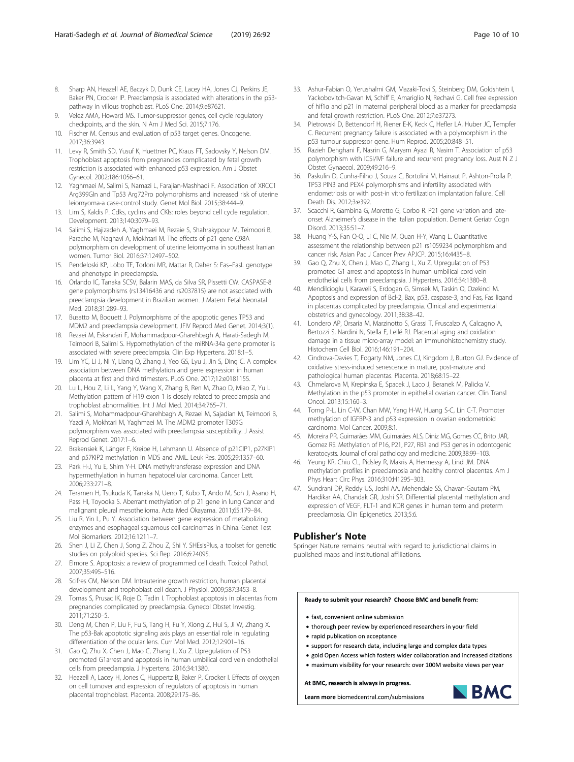8. Sharp AN, Heazell AE, Baczyk D, Dunk CE, Lacey HA, Jones CJ, Perkins JE, Baker PN, Crocker IP. Preeclampsia is associated with alterations in the p53-pathway in villous trophoblast. PLoS One. 2014;9:e87621.
9. Velez AMA, Howard MS. Tumor-suppressor genes, cell cycle regulatory checkpoints, and the skin. N Am J Med Sci. 2015;7:176.
10. Fischer M. Census and evaluation of p53 target genes. Oncogene. 2017;36:3943.
11. Levy R, Smith SD, Yusuf K, Huettner PC, Kraus FT, Sadovsky Y, Nelson DM. Trophoblast apoptosis from pregnancies complicated by fetal growth restriction is associated with enhanced p53 expression. Am J Obstet Gynecol. 2002;186:1056–61.
12. Yaghmaei M, Salimi S, Namazi L, Farajian-Mashhadi F. Association of XRCC1 Arg399Gln and Tp53 Arg72Pro polymorphisms and increased risk of uterine leiomyoma-a case-control study. Genet Mol Biol. 2015;38:444–9.
13. Lim S, Kaldis P. Cdks, cyclins and CKIs: roles beyond cell cycle regulation. Development. 2013;140:3079–93.
14. Salimi S, Hajizadeh A, Yaghmaei M, Rezaie S, Shahrakypour M, Teimoori B, Parache M, Naghavi A, Mokhtari M. The effects of p21 gene C98A polymorphism on development of uterine leiomyoma in southeast Iranian women. Tumor Biol. 2016;37:12497–502.
15. Pendeloski KP, Lobo TF, Torloni MR, Mattar R, Daher S: Fas–FasL genotype and phenotype in preeclampsia.
16. Orlando IC, Tanaka SCSV, Balarin MAS, da Silva SR, Pissetti CW. CASPASE-8 gene polymorphisms (rs13416436 and rs2037815) are not associated with preeclampsia development in Brazilian women. J Matern Fetal Neonatal Med. 2018;31:289–93.
17. Busatto M, Boquett J. Polymorphisms of the apoptotic genes TP53 and MDM2 and preeclampsia development. JFIV Reprod Med Genet. 2014;3(1).
18. Rezaei M, Eskandari F, Mohammadpour-Gharehbagh A, Harati-Sadegh M, Teimoori B, Salimi S. Hypomethylation of the miRNA-34a gene promoter is associated with severe preeclampsia. Clin Exp Hypertens. 2018:1–5.
19. Lim YC, Li J, Ni Y, Liang Q, Zhang J, Yeo GS, Lyu J, Jin S, Ding C. A complex association between DNA methylation and gene expression in human placenta at first and third trimesters. PLoS One. 2017;12:e0181155.
20. Lu L, Hou Z, Li L, Yang Y, Wang X, Zhang B, Ren M, Zhao D, Miao Z, Yu L. Methylation pattern of H19 exon 1 is closely related to preeclampsia and trophoblast abnormalities. Int J Mol Med. 2014;34:765–71.
21. Salimi S, Mohammadpour-Gharehbagh A, Rezaei M, Sajadian M, Teimoori B, Yazdi A, Mokhtari M, Yaghmaei M. The MDM2 promoter T309G polymorphism was associated with preeclampsia susceptibility. J Assist Reprod Genet. 2017:1–6.
22. Brakensiek K, Länger F, Kreipe H, Lehmann U. Absence of p21CIP1, p27KIP1 and p57KIP2 methylation in MDS and AML. Leuk Res. 2005;29:1357–60.
23. Park H-J, Yu E, Shim Y-H. DNA methyltransferase expression and DNA hypermethylation in human hepatocellular carcinoma. Cancer Lett. 2006;233:271–8.
24. Teramen H, Tsukuda K, Tanaka N, Ueno T, Kubo T, Ando M, Soh J, Asano H, Pass HI, Toyooka S. Aberrant methylation of p 21 gene in lung Cancer and malignant pleural mesothelioma. Acta Med Okayama. 2011;65:179–84.
25. Liu R, Yin L, Pu Y. Association between gene expression of metabolizing enzymes and esophageal squamous cell carcinomas in China. Genet Test Mol Biomarkers. 2012;16:1211–7.
26. Shen J, Li Z, Chen J, Song Z, Zhou Z, Shi Y. SHEsisPlus, a toolset for genetic studies on polyploid species. Sci Rep. 2016;6:24095.
27. Elmore S. Apoptosis: a review of programmed cell death. Toxicol Pathol. 2007;35:495–516.
28. Scifres CM, Nelson DM. Intrauterine growth restriction, human placental development and trophoblast cell death. J Physiol. 2009;587:3453–8.
29. Tomas S, Prusac IK, Roje D, Tadin I. Trophoblast apoptosis in placentas from pregnancies complicated by preeclampsia. Gynecol Obstet Investig. 2011;71:250–5.
30. Deng M, Chen P, Liu F, Fu S, Tang H, Fu Y, Xiong Z, Hui S, Ji W, Zhang X. The p53-Bak apoptotic signaling axis plays an essential role in regulating differentiation of the ocular lens. Curr Mol Med. 2012;12:901–16.
31. Gao Q, Zhu X, Chen J, Mao C, Zhang L, Xu Z. Upregulation of P53 promoted G1arrest and apoptosis in human umbilical cord vein endothelial cells from preeclampsia. J Hypertens. 2016;34:1380.
32. Heazell A, Lacey H, Jones C, Huppertz B, Baker P, Crocker I. Effects of oxygen on cell turnover and expression of regulators of apoptosis in human placental trophoblast. Placenta. 2008;29:175–86.
33. Ashur-Fabian O, Yerushalmi GM, Mazaki-Tovi S, Steinberg DM, Goldshtein I, Yackobovitch-Gavan M, Schiff E, Amariglio N, Rechavi G. Cell free expression of hif1α and p21 in maternal peripheral blood as a marker for preeclampsia and fetal growth restriction. PLoS One. 2012;7:e37273.
34. Pietrowski D, Bettendorf H, Riener E-K, Keck C, Hefler LA, Huber JC, Tempfer C. Recurrent pregnancy failure is associated with a polymorphism in the p53 tumour suppressor gene. Hum Reprod. 2005;20:848–51.
35. Razieh Dehghani F, Nasrin G, Maryam Ayazi R, Nasim T. Association of p53 polymorphism with ICSI/IVF failure and recurrent pregnancy loss. Aust N Z J Obstet Gynaecol. 2009;49:216–9.
36. Paskulin D, Cunha-Filho J, Souza C, Bortolini M, Hainaut P, Ashton-Prolla P. TP53 PIN3 and PEX4 polymorphisms and infertility associated with endometriosis or with post-in vitro fertilization implantation failure. Cell Death Dis. 2012;3:e392.
37. Scacchi R, Gambina G, Moretto G, Corbo R. P21 gene variation and late-onset Alzheimer's disease in the Italian population. Dement Geriatr Cogn Disord. 2013;35:51–7.
38. Huang Y-S, Fan Q-Q, Li C, Nie M, Quan H-Y, Wang L. Quantitative assessment the relationship between p21 rs1059234 polymorphism and cancer risk. Asian Pac J Cancer Prev APJCP. 2015;16:4435–8.
39. Gao Q, Zhu X, Chen J, Mao C, Zhang L, Xu Z. Upregulation of P53 promoted G1 arrest and apoptosis in human umbilical cord vein endothelial cells from preeclampsia. J Hypertens. 2016;34:1380–8.
40. Mendilcioglu I, Karaveli S, Erdogan G, Simsek M, Taskin O, Ozekinci M. Apoptosis and expression of Bcl-2, Bax, p53, caspase-3, and Fas, Fas ligand in placentas complicated by preeclampsia. Clinical and experimental obstetrics and gynecology. 2011;38:38–42.
41. Londero AP, Orsaria M, Marzinotto S, Grassi T, Fruscalzo A, Calcagno A, Bertozzi S, Nardini N, Stella E, Lellé RJ. Placental aging and oxidation damage in a tissue micro-array model: an immunohistochemistry study. Histochem Cell Biol. 2016;146:191–204.
42. Cindrova-Davies T, Fogarty NM, Jones CJ, Kingdom J, Burton GJ. Evidence of oxidative stress-induced senescence in mature, post-mature and pathological human placentas. Placenta. 2018;68:15–22.
43. Chmelarova M, Krepinska E, Spacek J, Laco J, Beranek M, Palicka V. Methylation in the p53 promoter in epithelial ovarian cancer. Clin Transl Oncol. 2013;15:160–3.
44. Torng P-L, Lin C-W, Chan MW, Yang H-W, Huang S-C, Lin C-T. Promoter methylation of IGFBP-3 and p53 expression in ovarian endometrioid carcinoma. Mol Cancer. 2009;8:1.
45. Moreira PR, Guimarães MM, Guimarães ALS, Diniz MG, Gomes CC, Brito JAR, Gomez RS. Methylation of P16, P21, P27, RB1 and P53 genes in odontogenic keratocysts. Journal of oral pathology and medicine. 2009;38:99–103.
46. Yeung KR, Chiu CL, Pidsley R, Makris A, Hennessy A, Lind JM. DNA methylation profiles in preeclampsia and healthy control placentas. Am J Phys Heart Circ Phys. 2016;310:H1295–303.
47. Sundrani DP, Reddy US, Joshi AA, Mehendale SS, Chavan-Gautam PM, Hardikar AA, Chandak GR, Joshi SR. Differential placental methylation and expression of VEGF, FLT-1 and KDR genes in human term and preterm preeclampsia. Clin Epigenetics. 2013;5:6.

## Publisher's Note

Springer Nature remains neutral with regard to jurisdictional claims in published maps and institutional affiliations.

**Ready to submit your research? Choose BMC and benefit from:**

- fast, convenient online submission
- thorough peer review by experienced researchers in your field
- rapid publication on acceptance
- support for research data, including large and complex data types
- gold Open Access which fosters wider collaboration and increased citations
- maximum visibility for your research: over 100M website views per year

**At BMC, research is always in progress.**

**Learn more** biomedcentral.com/submissions

BMC